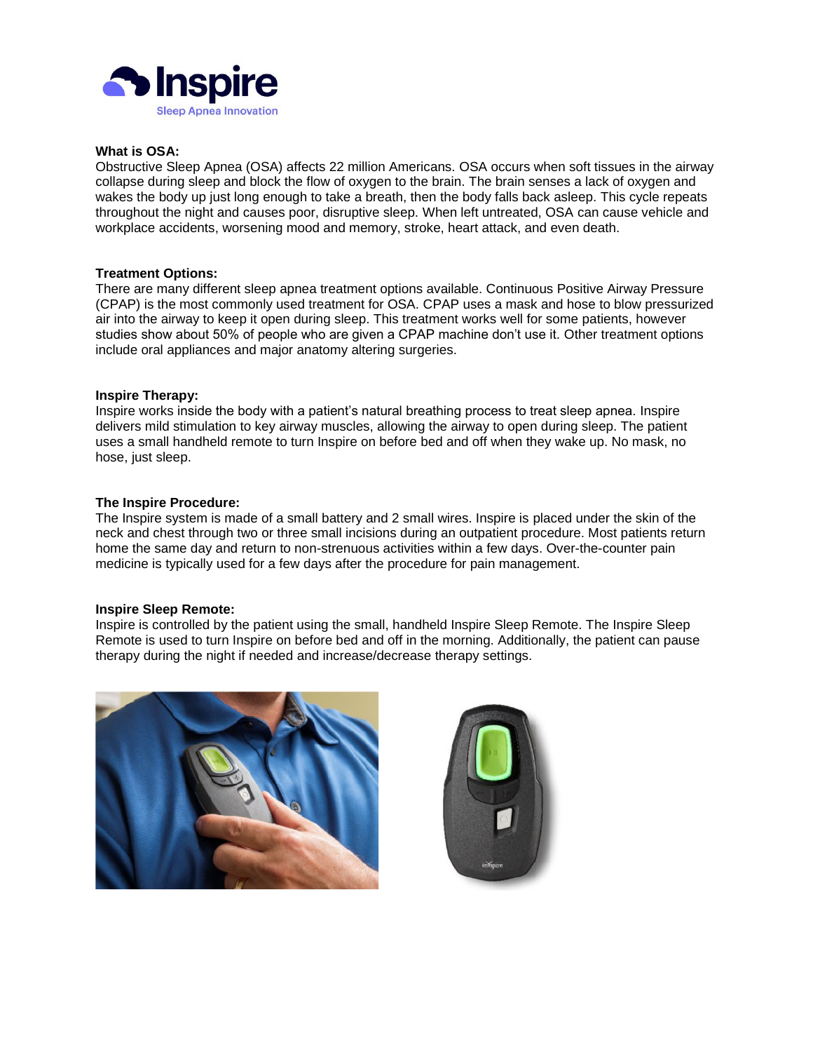# Inspire

Sleep Apnea Innovation

**What is OSA:**
Obstructive Sleep Apnea (OSA) affects 22 million Americans. OSA occurs when soft tissues in the airway collapse during sleep and block the flow of oxygen to the brain. The brain senses a lack of oxygen and wakes the body up just long enough to take a breath, then the body falls back asleep. This cycle repeats throughout the night and causes poor, disruptive sleep. When left untreated, OSA can cause vehicle and workplace accidents, worsening mood and memory, stroke, heart attack, and even death.

**Treatment Options:**
There are many different sleep apnea treatment options available. Continuous Positive Airway Pressure (CPAP) is the most commonly used treatment for OSA. CPAP uses a mask and hose to blow pressurized air into the airway to keep it open during sleep. This treatment works well for some patients, however studies show about 50% of people who are given a CPAP machine don't use it. Other treatment options include oral appliances and major anatomy altering surgeries.

**Inspire Therapy:**
Inspire works inside the body with a patient's natural breathing process to treat sleep apnea. Inspire delivers mild stimulation to key airway muscles, allowing the airway to open during sleep. The patient uses a small handheld remote to turn Inspire on before bed and off when they wake up. No mask, no hose, just sleep.

**The Inspire Procedure:**
The Inspire system is made of a small battery and 2 small wires. Inspire is placed under the skin of the neck and chest through two or three small incisions during an outpatient procedure. Most patients return home the same day and return to non-strenuous activities within a few days. Over-the-counter pain medicine is typically used for a few days after the procedure for pain management.

**Inspire Sleep Remote:**
Inspire is controlled by the patient using the small, handheld Inspire Sleep Remote. The Inspire Sleep Remote is used to turn Inspire on before bed and off in the morning. Additionally, the patient can pause therapy during the night if needed and increase/decrease therapy settings.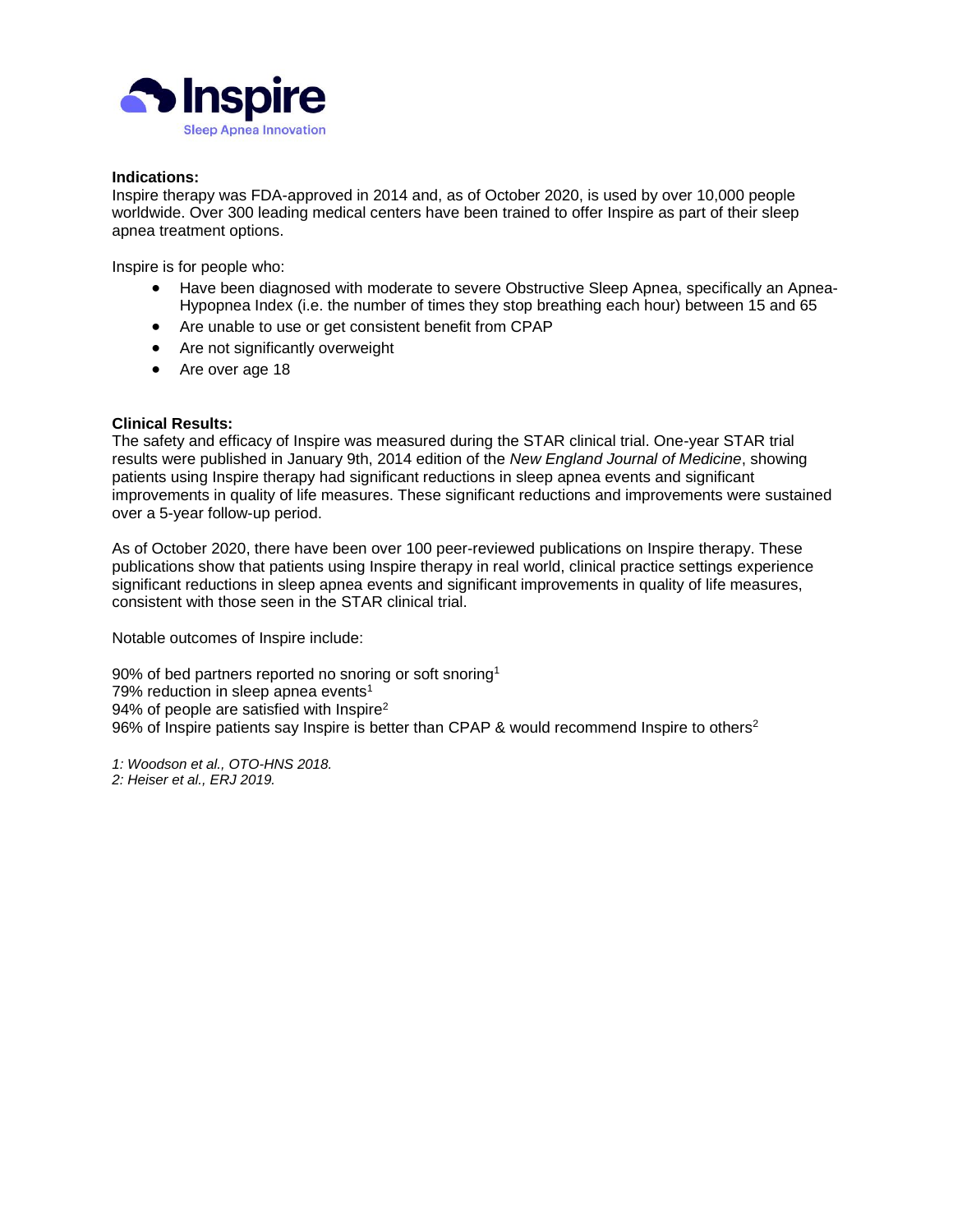**Inspire**

Sleep Apnea Innovation

**Indications:**

Inspire therapy was FDA-approved in 2014 and, as of October 2020, is used by over 10,000 people worldwide. Over 300 leading medical centers have been trained to offer Inspire as part of their sleep apnea treatment options.

Inspire is for people who:

- Have been diagnosed with moderate to severe Obstructive Sleep Apnea, specifically an Apnea-Hypopnea Index (i.e. the number of times they stop breathing each hour) between 15 and 65
- Are unable to use or get consistent benefit from CPAP
- Are not significantly overweight
- Are over age 18

**Clinical Results:**

The safety and efficacy of Inspire was measured during the STAR clinical trial. One-year STAR trial results were published in January 9th, 2014 edition of the *New England Journal of Medicine*, showing patients using Inspire therapy had significant reductions in sleep apnea events and significant improvements in quality of life measures. These significant reductions and improvements were sustained over a 5-year follow-up period.

As of October 2020, there have been over 100 peer-reviewed publications on Inspire therapy. These publications show that patients using Inspire therapy in real world, clinical practice settings experience significant reductions in sleep apnea events and significant improvements in quality of life measures, consistent with those seen in the STAR clinical trial.

Notable outcomes of Inspire include:

90% of bed partners reported no snoring or soft snoring[1]
79% reduction in sleep apnea events[1]
94% of people are satisfied with Inspire[2]
96% of Inspire patients say Inspire is better than CPAP & would recommend Inspire to others[2]

*1: Woodson et al., OTO-HNS 2018.*
*2: Heiser et al., ERJ 2019.*